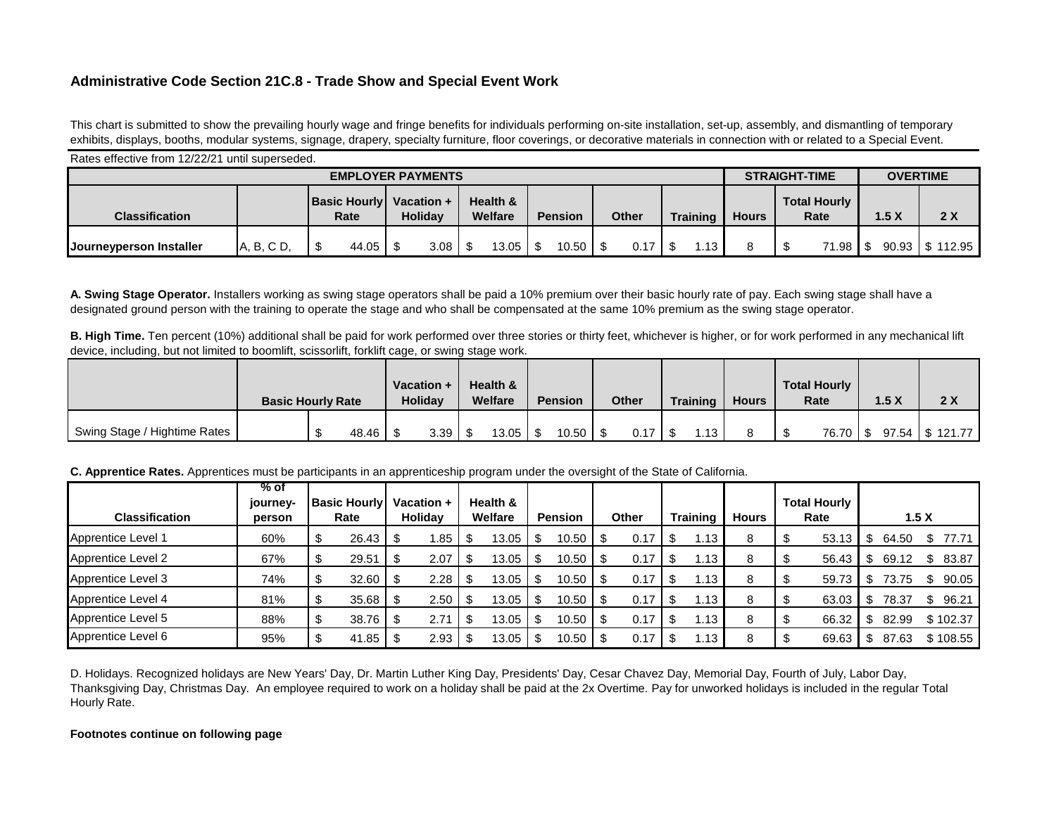## Administrative Code Section 21C.8 - Trade Show and Special Event Work

This chart is submitted to show the prevailing hourly wage and fringe benefits for individuals performing on-site installation, set-up, assembly, and dismantling of temporary exhibits, displays, booths, modular systems, signage, drapery, specialty furniture, floor coverings, or decorative materials in connection with or related to a Special Event.

Rates effective from 12/22/21 until superseded.

| EMPLOYER PAYMENTS | | | | | | | | STRAIGHT-TIME | | OVERTIME | |
|---|---|---|---|---|---|---|---|---|---|---|---|
| Classification | | Basic Hourly Rate | Vacation + Holiday | Health & Welfare | Pension | Other | Training | Hours | Total Hourly Rate | 1.5 X | 2 X |
| Journeyperson Installer | A, B, C D, | $ 44.05 | $ 3.08 | $ 13.05 | $ 10.50 | $ 0.17 | $ 1.13 | 8 | $ 71.98 | $ 90.93 | $ 112.95 |

**A. Swing Stage Operator.** Installers working as swing stage operators shall be paid a 10% premium over their basic hourly rate of pay. Each swing stage shall have a designated ground person with the training to operate the stage and who shall be compensated at the same 10% premium as the swing stage operator.

**B. High Time.** Ten percent (10%) additional shall be paid for work performed over three stories or thirty feet, whichever is higher, or for work performed in any mechanical lift device, including, but not limited to boomlift, scissorlift, forklift cage, or swing stage work.

| | Basic Hourly Rate | Vacation + Holiday | Health & Welfare | Pension | Other | Training | Hours | Total Hourly Rate | 1.5 X | 2 X |
|---|---|---|---|---|---|---|---|---|---|---|
| Swing Stage / Hightime Rates | $ 48.46 | $ 3.39 | $ 13.05 | $ 10.50 | $ 0.17 | $ 1.13 | 8 | $ 76.70 | $ 97.54 | $ 121.77 |

**C. Apprentice Rates.** Apprentices must be participants in an apprenticeship program under the oversight of the State of California.

| Classification | % of journey-person | Basic Hourly Rate | Vacation + Holiday | Health & Welfare | Pension | Other | Training | Hours | Total Hourly Rate | 1.5 X | |
|---|---|---|---|---|---|---|---|---|---|---|---|
| Apprentice Level 1 | 60% | $ 26.43 | $ 1.85 | $ 13.05 | $ 10.50 | $ 0.17 | $ 1.13 | 8 | $ 53.13 | $ 64.50 | $ 77.71 |
| Apprentice Level 2 | 67% | $ 29.51 | $ 2.07 | $ 13.05 | $ 10.50 | $ 0.17 | $ 1.13 | 8 | $ 56.43 | $ 69.12 | $ 83.87 |
| Apprentice Level 3 | 74% | $ 32.60 | $ 2.28 | $ 13.05 | $ 10.50 | $ 0.17 | $ 1.13 | 8 | $ 59.73 | $ 73.75 | $ 90.05 |
| Apprentice Level 4 | 81% | $ 35.68 | $ 2.50 | $ 13.05 | $ 10.50 | $ 0.17 | $ 1.13 | 8 | $ 63.03 | $ 78.37 | $ 96.21 |
| Apprentice Level 5 | 88% | $ 38.76 | $ 2.71 | $ 13.05 | $ 10.50 | $ 0.17 | $ 1.13 | 8 | $ 66.32 | $ 82.99 | $ 102.37 |
| Apprentice Level 6 | 95% | $ 41.85 | $ 2.93 | $ 13.05 | $ 10.50 | $ 0.17 | $ 1.13 | 8 | $ 69.63 | $ 87.63 | $ 108.55 |

D. Holidays. Recognized holidays are New Years' Day, Dr. Martin Luther King Day, Presidents' Day, Cesar Chavez Day, Memorial Day, Fourth of July, Labor Day, Thanksgiving Day, Christmas Day. An employee required to work on a holiday shall be paid at the 2x Overtime. Pay for unworked holidays is included in the regular Total Hourly Rate.

**Footnotes continue on following page**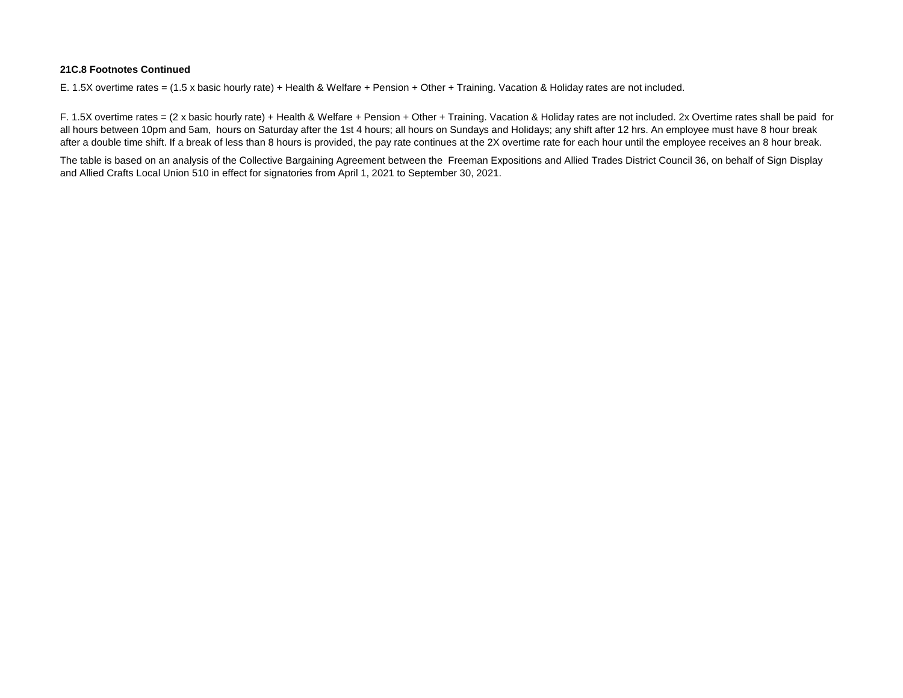**21C.8 Footnotes Continued**

E. 1.5X overtime rates = (1.5 x basic hourly rate) + Health & Welfare + Pension + Other + Training. Vacation & Holiday rates are not included.

F. 1.5X overtime rates = (2 x basic hourly rate) + Health & Welfare + Pension + Other + Training. Vacation & Holiday rates are not included. 2x Overtime rates shall be paid for all hours between 10pm and 5am, hours on Saturday after the 1st 4 hours; all hours on Sundays and Holidays; any shift after 12 hrs. An employee must have 8 hour break after a double time shift. If a break of less than 8 hours is provided, the pay rate continues at the 2X overtime rate for each hour until the employee receives an 8 hour break.

The table is based on an analysis of the Collective Bargaining Agreement between the Freeman Expositions and Allied Trades District Council 36, on behalf of Sign Display and Allied Crafts Local Union 510 in effect for signatories from April 1, 2021 to September 30, 2021.